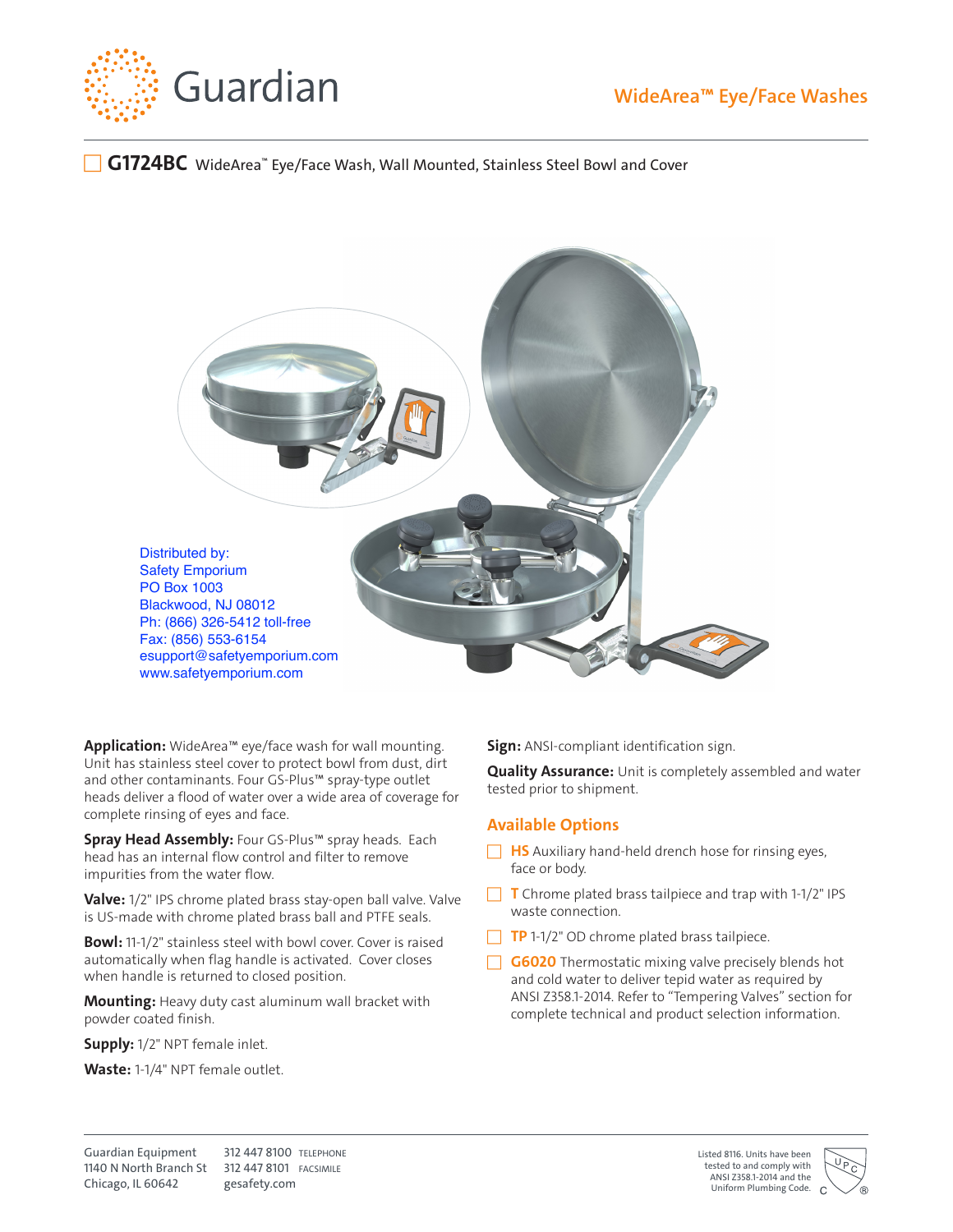# Guardian

## WideArea™ Eye/Face Washes

☐ **G1724BC** WideArea™ Eye/Face Wash, Wall Mounted, Stainless Steel Bowl and Cover

Distributed by:
Safety Emporium
PO Box 1003
Blackwood, NJ 08012
Ph: (866) 326-5412 toll-free
Fax: (856) 553-6154
esupport@safetyemporium.com
www.safetyemporium.com

**Application:** WideArea™ eye/face wash for wall mounting. Unit has stainless steel cover to protect bowl from dust, dirt and other contaminants. Four GS-Plus™ spray-type outlet heads deliver a flood of water over a wide area of coverage for complete rinsing of eyes and face.

**Spray Head Assembly:** Four GS-Plus™ spray heads. Each head has an internal flow control and filter to remove impurities from the water flow.

**Valve:** 1/2" IPS chrome plated brass stay-open ball valve. Valve is US-made with chrome plated brass ball and PTFE seals.

**Bowl:** 11-1/2" stainless steel with bowl cover. Cover is raised automatically when flag handle is activated. Cover closes when handle is returned to closed position.

**Mounting:** Heavy duty cast aluminum wall bracket with powder coated finish.

**Supply:** 1/2" NPT female inlet.

**Waste:** 1-1/4" NPT female outlet.

**Sign:** ANSI-compliant identification sign.

**Quality Assurance:** Unit is completely assembled and water tested prior to shipment.

### Available Options

- ☐ **HS** Auxiliary hand-held drench hose for rinsing eyes, face or body.
- ☐ **T** Chrome plated brass tailpiece and trap with 1-1/2" IPS waste connection.
- ☐ **TP** 1-1/2" OD chrome plated brass tailpiece.
- ☐ **G6020** Thermostatic mixing valve precisely blends hot and cold water to deliver tepid water as required by ANSI Z358.1-2014. Refer to "Tempering Valves" section for complete technical and product selection information.

Guardian Equipment
1140 N North Branch St
Chicago, IL 60642

312 447 8100 TELEPHONE
312 447 8101 FACSIMILE
gesafety.com

Listed 8116. Units have been tested to and comply with ANSI Z358.1-2014 and the Uniform Plumbing Code.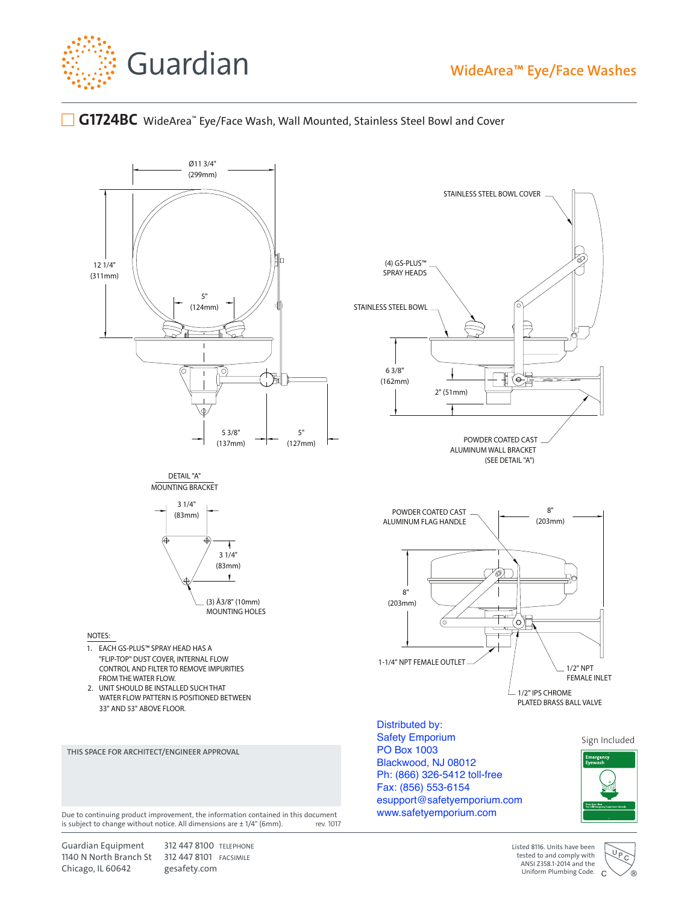# Guardian

## WideArea™ Eye/Face Washes

☐ **G1724BC** WideArea™ Eye/Face Wash, Wall Mounted, Stainless Steel Bowl and Cover

Ø11 3/4" (299mm)

12 1/4" (311mm)

5" (124mm)

5 3/8" (137mm)

5" (127mm)

STAINLESS STEEL BOWL COVER

(4) GS-PLUS™ SPRAY HEADS

STAINLESS STEEL BOWL

6 3/8" (162mm)

2" (51mm)

POWDER COATED CAST ALUMINUM WALL BRACKET (SEE DETAIL "A")

DETAIL "A" MOUNTING BRACKET

3 1/4" (83mm)

3 1/4" (83mm)

(3) Å3/8" (10mm) MOUNTING HOLES

POWDER COATED CAST ALUMINUM FLAG HANDLE

8" (203mm)

8" (203mm)

1-1/4" NPT FEMALE OUTLET

1/2" NPT FEMALE INLET

1/2" IPS CHROME PLATED BRASS BALL VALVE

NOTES:

1. EACH GS-PLUS™ SPRAY HEAD HAS A "FLIP-TOP" DUST COVER, INTERNAL FLOW CONTROL AND FILTER TO REMOVE IMPURITIES FROM THE WATER FLOW.
2. UNIT SHOULD BE INSTALLED SUCH THAT WATER FLOW PATTERN IS POSITIONED BETWEEN 33" AND 53" ABOVE FLOOR.

THIS SPACE FOR ARCHITECT/ENGINEER APPROVAL

Due to continuing product improvement, the information contained in this document is subject to change without notice. All dimensions are ± 1/4" (6mm). rev. 1017

Distributed by:
Safety Emporium
PO Box 1003
Blackwood, NJ 08012
Ph: (866) 326-5412 toll-free
Fax: (856) 553-6154
esupport@safetyemporium.com
www.safetyemporium.com

Sign Included

Emergency Eyewash

Guardian Equipment
1140 N North Branch St
Chicago, IL 60642

312 447 8100 TELEPHONE
312 447 8101 FACSIMILE
gesafety.com

Listed 8116. Units have been tested to and comply with ANSI Z358.1-2014 and the Uniform Plumbing Code.